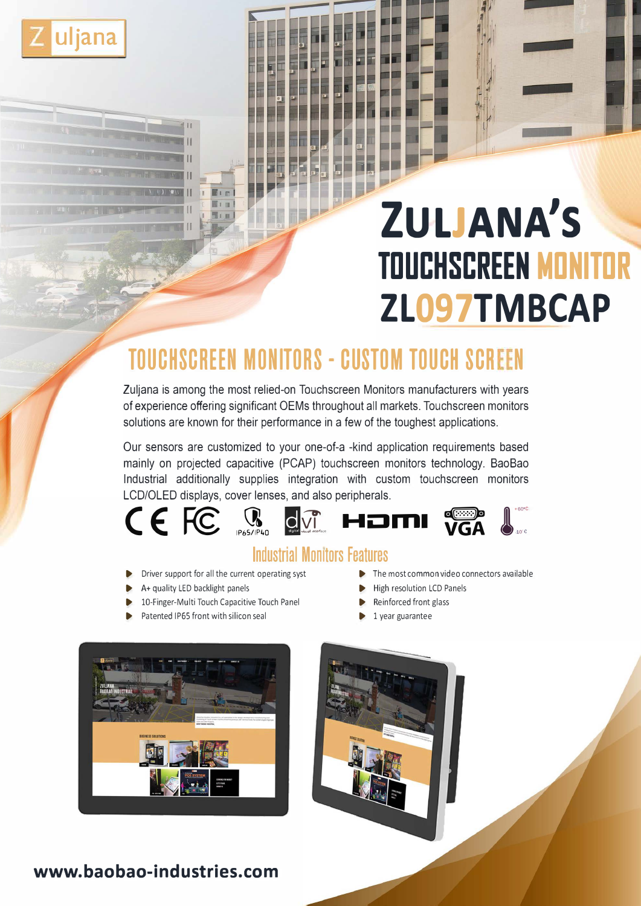Zuljana

# ZULJANA'S TOUCHSCREEN MONITOR ZL097TMBCAP

## TOUCHSCREEN MONITORS - CUSTOM TOUCH SCREEN

Zuljana is among the most relied-on Touchscreen Monitors manufacturers with years of experience offering significant OEMs throughout all markets. Touchscreen monitors solutions are known for their performance in a few of the toughest applications.

Our sensors are customized to your one-of-a -kind application requirements based mainly on projected capacitive (PCAP) touchscreen monitors technology. BaoBao Industrial additionally supplies integration with custom touchscreen monitors LCD/OLED displays, cover lenses, and also peripherals.

CE FC IP65/IP40 dvi HDMI VGA +60°C -10°C

### Industrial Monitors Features

- Driver support for all the current operating syst
- A+ quality LED backlight panels
- 10-Finger-Multi Touch Capacitive Touch Panel
- Patented IP65 front with silicon seal
- The most common video connectors available
- High resolution LCD Panels
- Reinforced front glass
- 1 year guarantee

**www.baobao-industries.com**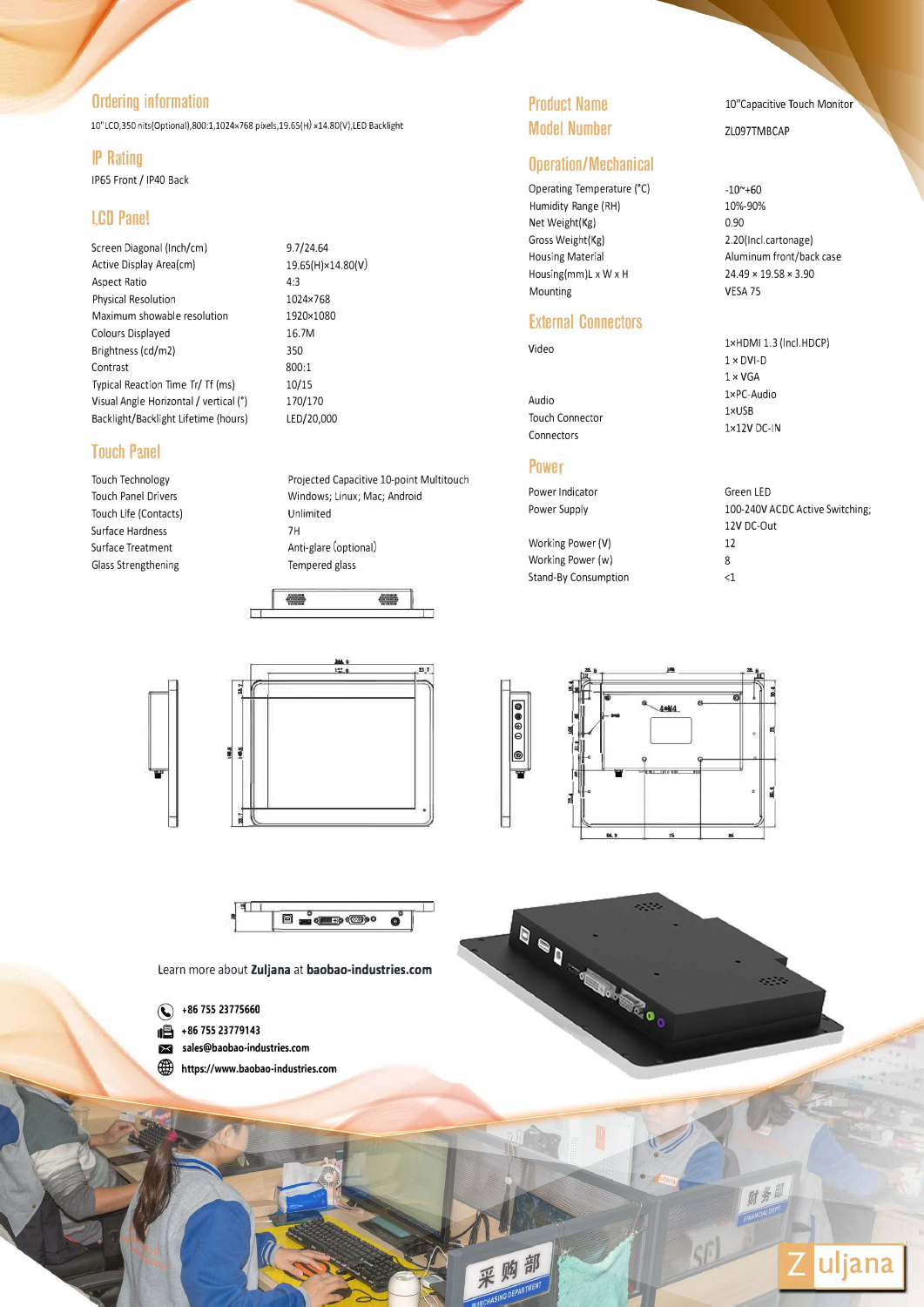## Ordering information

10" LCD,350 nits(Optional),800:1,1024×768 pixels,19.65(H) ×14.80(V),LED Backlight

## IP Rating

IP65 Front / IP40 Back

## LCD Panel

| | |
|---|---|
| Screen Diagonal (Inch/cm) | 9.7/24.64 |
| Active Display Area(cm) | 19.65(H)×14.80(V) |
| Aspect Ratio | 4:3 |
| Physical Resolution | 1024×768 |
| Maximum showable resolution | 1920×1080 |
| Colours Displayed | 16.7M |
| Brightness (cd/m2) | 350 |
| Contrast | 800:1 |
| Typical Reaction Time Tr/ Tf (ms) | 10/15 |
| Visual Angle Horizontal / vertical (°) | 170/170 |
| Backlight/Backlight Lifetime (hours) | LED/20,000 |

## Touch Panel

| | |
|---|---|
| Touch Technology | Projected Capacitive 10-point Multitouch |
| Touch Panel Drivers | Windows; Linux; Mac; Android |
| Touch Life (Contacts) | Unlimited |
| Surface Hardness | 7H |
| Surface Treatment | Anti-glare (optional) |
| Glass Strengthening | Tempered glass |

## Product Name

10"Capacitive Touch Monitor

## Model Number

ZL097TMBCAP

## Operation/Mechanical

| | |
|---|---|
| Operating Temperature (°C) | -10~+60 |
| Humidity Range (RH) | 10%-90% |
| Net Weight(Kg) | 0.90 |
| Gross Weight(Kg) | 2.20(Incl.cartonage) |
| Housing Material | Aluminum front/back case |
| Housing(mm)L x W x H | 24.49 × 19.58 × 3.90 |
| Mounting | VESA 75 |

## External Connectors

| | |
|---|---|
| Video | 1×HDMI 1.3 (Incl.HDCP)<br>1 × DVI-D<br>1 × VGA |
| Audio | 1×PC-Audio |
| Touch Connector | 1×USB |
| Connectors | 1×12V DC-IN |

## Power

| | |
|---|---|
| Power Indicator | Green LED |
| Power Supply | 100-240V ACDC Active Switching; 12V DC-Out |
| Working Power (V) | 12 |
| Working Power (w) | 8 |
| Stand-By Consumption | <1 |

Learn more about **Zuljana** at **baobao-industries.com**

**+86 755 23775660**

**+86 755 23779143**

**sales@baobao-industries.com**

**https://www.baobao-industries.com**